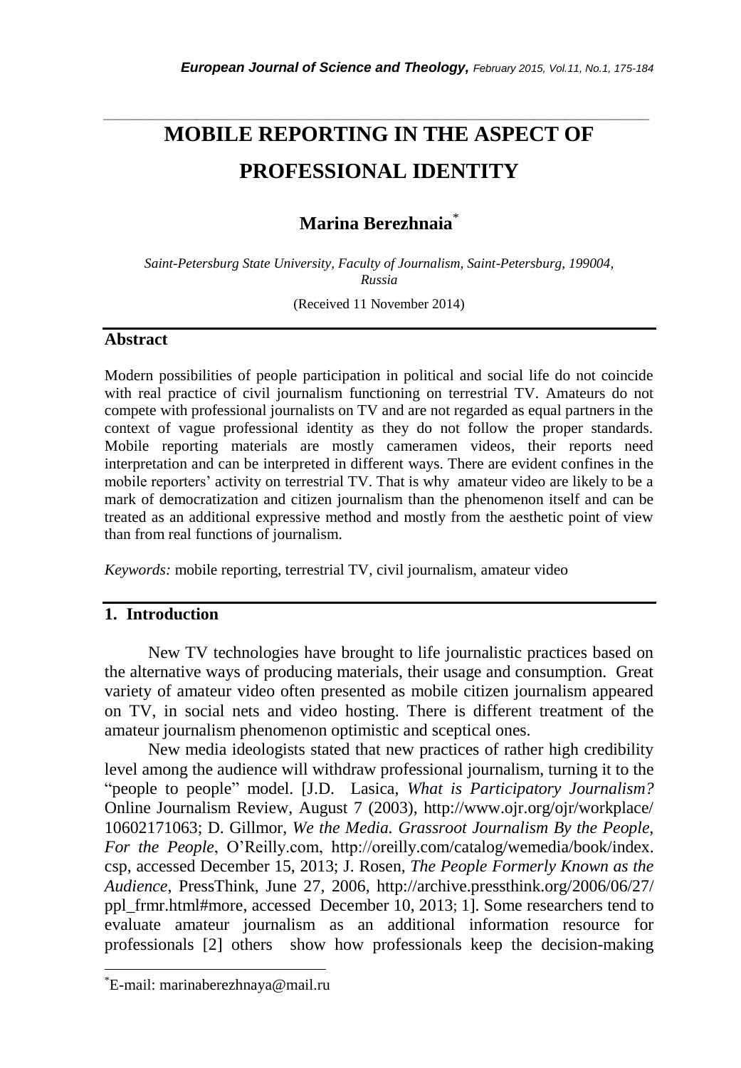# MOBILE REPORTING IN THE ASPECT OF PROFESSIONAL IDENTITY

**Marina Berezhnaia***

*Saint-Petersburg State University, Faculty of Journalism, Saint-Petersburg, 199004, Russia*

(Received 11 November 2014)

## Abstract

Modern possibilities of people participation in political and social life do not coincide with real practice of civil journalism functioning on terrestrial TV. Amateurs do not compete with professional journalists on TV and are not regarded as equal partners in the context of vague professional identity as they do not follow the proper standards. Mobile reporting materials are mostly cameramen videos, their reports need interpretation and can be interpreted in different ways. There are evident confines in the mobile reporters' activity on terrestrial TV. That is why amateur video are likely to be a mark of democratization and citizen journalism than the phenomenon itself and can be treated as an additional expressive method and mostly from the aesthetic point of view than from real functions of journalism.

*Keywords:* mobile reporting, terrestrial TV, civil journalism, amateur video

## 1. Introduction

New TV technologies have brought to life journalistic practices based on the alternative ways of producing materials, their usage and consumption. Great variety of amateur video often presented as mobile citizen journalism appeared on TV, in social nets and video hosting. There is different treatment of the amateur journalism phenomenon optimistic and sceptical ones.

New media ideologists stated that new practices of rather high credibility level among the audience will withdraw professional journalism, turning it to the "people to people" model. [J.D. Lasica, *What is Participatory Journalism?* Online Journalism Review, August 7 (2003), http://www.ojr.org/ojr/workplace/10602171063; D. Gillmor, *We the Media. Grassroot Journalism By the People, For the People*, O'Reilly.com, http://oreilly.com/catalog/wemedia/book/index.csp, accessed December 15, 2013; J. Rosen, *The People Formerly Known as the Audience*, PressThink, June 27, 2006, http://archive.pressthink.org/2006/06/27/ppl_frmr.html#more, accessed December 10, 2013; 1]. Some researchers tend to evaluate amateur journalism as an additional information resource for professionals [2] others show how professionals keep the decision-making

---

*E-mail: marinaberezhnaya@mail.ru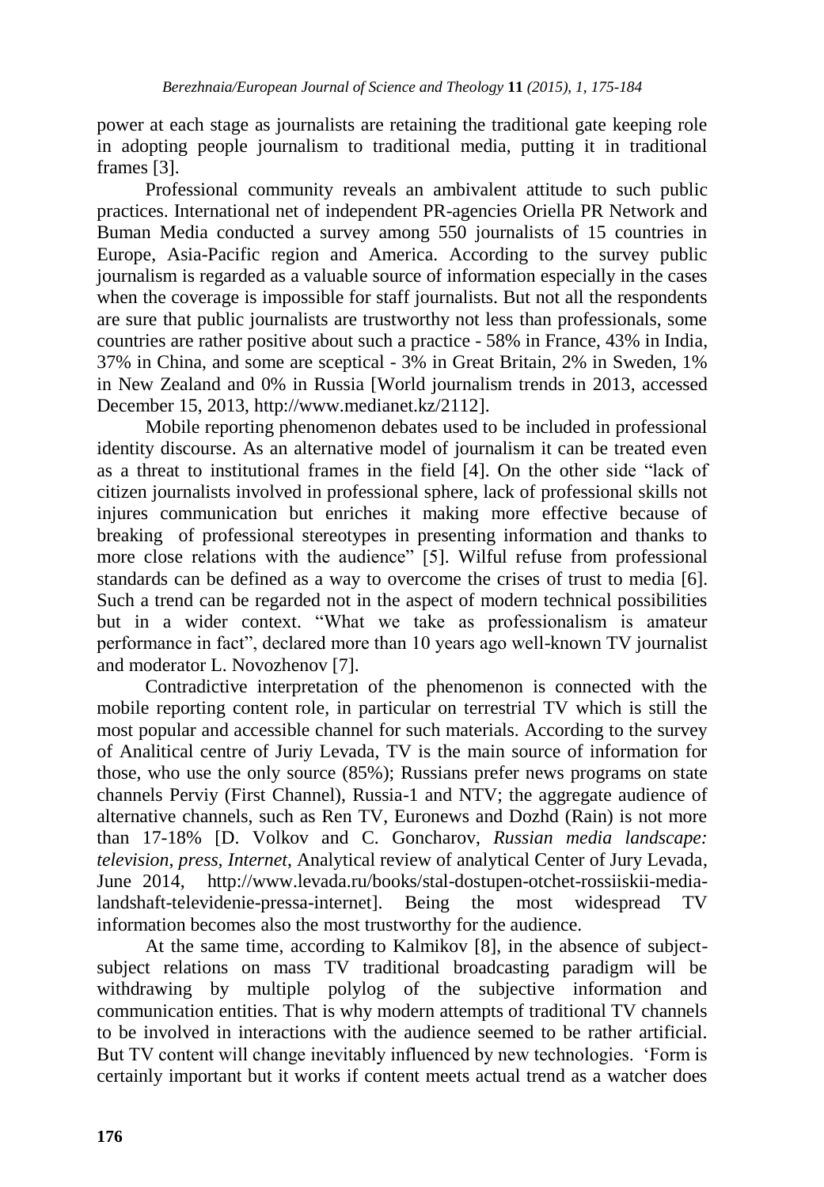power at each stage as journalists are retaining the traditional gate keeping role in adopting people journalism to traditional media, putting it in traditional frames [3].

Professional community reveals an ambivalent attitude to such public practices. International net of independent PR-agencies Oriella PR Network and Buman Media conducted a survey among 550 journalists of 15 countries in Europe, Asia-Pacific region and America. According to the survey public journalism is regarded as a valuable source of information especially in the cases when the coverage is impossible for staff journalists. But not all the respondents are sure that public journalists are trustworthy not less than professionals, some countries are rather positive about such a practice - 58% in France, 43% in India, 37% in China, and some are sceptical - 3% in Great Britain, 2% in Sweden, 1% in New Zealand and 0% in Russia [World journalism trends in 2013, accessed December 15, 2013, http://www.medianet.kz/2112].

Mobile reporting phenomenon debates used to be included in professional identity discourse. As an alternative model of journalism it can be treated even as a threat to institutional frames in the field [4]. On the other side "lack of citizen journalists involved in professional sphere, lack of professional skills not injures communication but enriches it making more effective because of breaking of professional stereotypes in presenting information and thanks to more close relations with the audience" [5]. Wilful refuse from professional standards can be defined as a way to overcome the crises of trust to media [6]. Such a trend can be regarded not in the aspect of modern technical possibilities but in a wider context. "What we take as professionalism is amateur performance in fact", declared more than 10 years ago well-known TV journalist and moderator L. Novozhenov [7].

Contradictive interpretation of the phenomenon is connected with the mobile reporting content role, in particular on terrestrial TV which is still the most popular and accessible channel for such materials. According to the survey of Analitical centre of Juriy Levada, TV is the main source of information for those, who use the only source (85%); Russians prefer news programs on state channels Perviy (First Channel), Russia-1 and NTV; the aggregate audience of alternative channels, such as Ren TV, Euronews and Dozhd (Rain) is not more than 17-18% [D. Volkov and C. Goncharov, *Russian media landscape: television, press, Internet*, Analytical review of analytical Center of Jury Levada, June 2014, http://www.levada.ru/books/stal-dostupen-otchet-rossiiskii-media-landshaft-televidenie-pressa-internet]. Being the most widespread TV information becomes also the most trustworthy for the audience.

At the same time, according to Kalmikov [8], in the absence of subject-subject relations on mass TV traditional broadcasting paradigm will be withdrawing by multiple polylog of the subjective information and communication entities. That is why modern attempts of traditional TV channels to be involved in interactions with the audience seemed to be rather artificial. But TV content will change inevitably influenced by new technologies. 'Form is certainly important but it works if content meets actual trend as a watcher does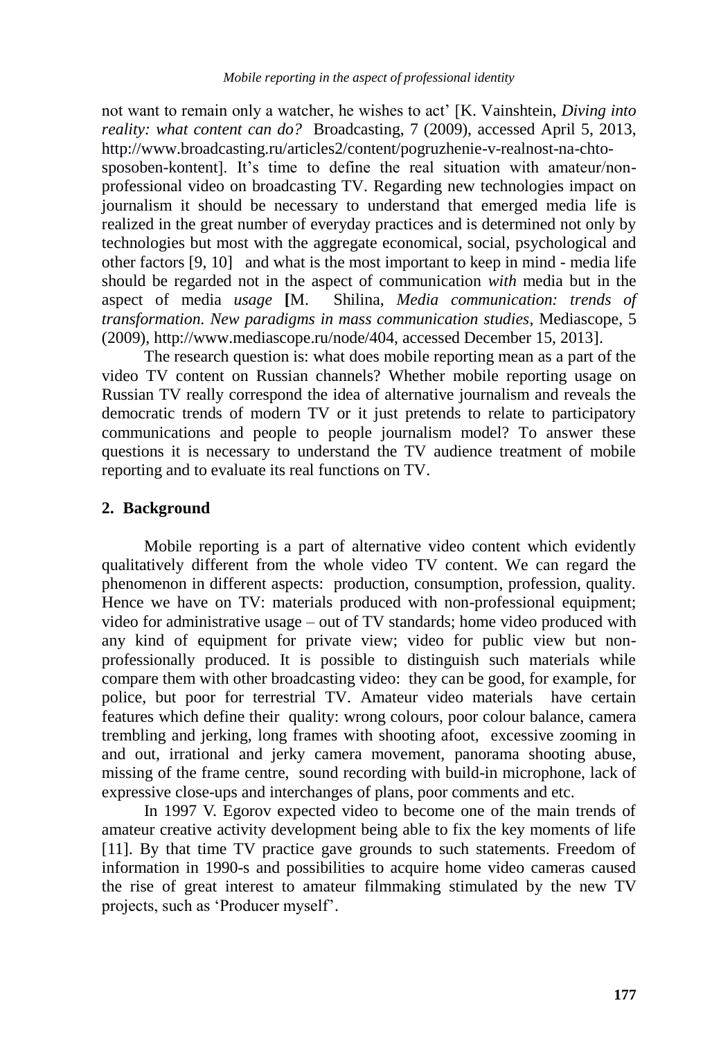not want to remain only a watcher, he wishes to act' [K. Vainshtein, *Diving into reality: what content can do?* Broadcasting, 7 (2009), accessed April 5, 2013, http://www.broadcasting.ru/articles2/content/pogruzhenie-v-realnost-na-chto-sposoben-kontent]. It's time to define the real situation with amateur/non-professional video on broadcasting TV. Regarding new technologies impact on journalism it should be necessary to understand that emerged media life is realized in the great number of everyday practices and is determined not only by technologies but most with the aggregate economical, social, psychological and other factors [9, 10] and what is the most important to keep in mind - media life should be regarded not in the aspect of communication *with* media but in the aspect of media *usage* **[**M. Shilina, *Media communication: trends of transformation. New paradigms in mass communication studies*, Mediascope, 5 (2009), http://www.mediascope.ru/node/404, accessed December 15, 2013].

The research question is: what does mobile reporting mean as a part of the video TV content on Russian channels? Whether mobile reporting usage on Russian TV really correspond the idea of alternative journalism and reveals the democratic trends of modern TV or it just pretends to relate to participatory communications and people to people journalism model? To answer these questions it is necessary to understand the TV audience treatment of mobile reporting and to evaluate its real functions on TV.

## 2. Background

Mobile reporting is a part of alternative video content which evidently qualitatively different from the whole video TV content. We can regard the phenomenon in different aspects: production, consumption, profession, quality. Hence we have on TV: materials produced with non-professional equipment; video for administrative usage – out of TV standards; home video produced with any kind of equipment for private view; video for public view but non-professionally produced. It is possible to distinguish such materials while compare them with other broadcasting video: they can be good, for example, for police, but poor for terrestrial TV. Amateur video materials have certain features which define their quality: wrong colours, poor colour balance, camera trembling and jerking, long frames with shooting afoot, excessive zooming in and out, irrational and jerky camera movement, panorama shooting abuse, missing of the frame centre, sound recording with build-in microphone, lack of expressive close-ups and interchanges of plans, poor comments and etc.

In 1997 V. Egorov expected video to become one of the main trends of amateur creative activity development being able to fix the key moments of life [11]. By that time TV practice gave grounds to such statements. Freedom of information in 1990-s and possibilities to acquire home video cameras caused the rise of great interest to amateur filmmaking stimulated by the new TV projects, such as 'Producer myself'.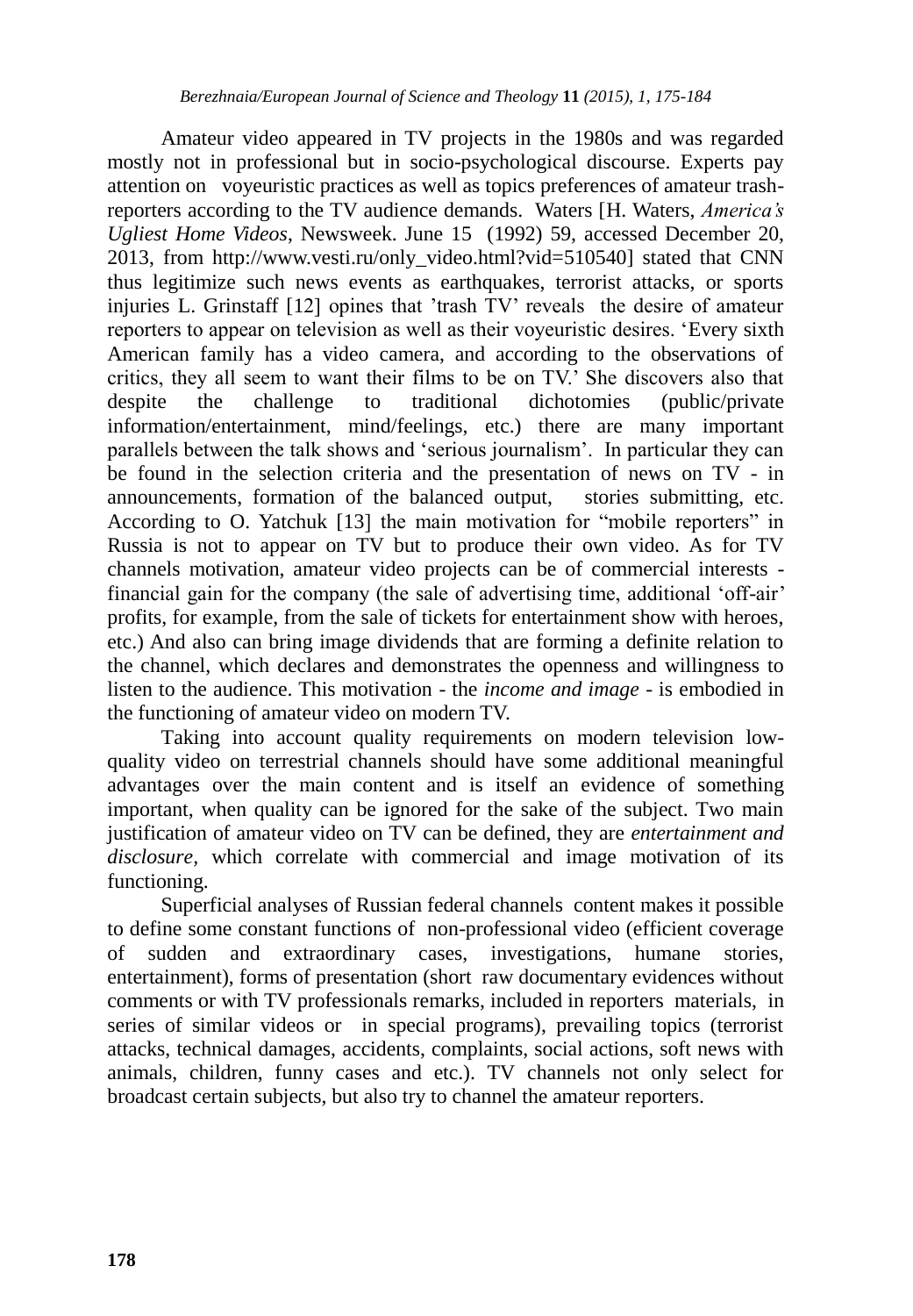Amateur video appeared in TV projects in the 1980s and was regarded mostly not in professional but in socio-psychological discourse. Experts pay attention on voyeuristic practices as well as topics preferences of amateur trash-reporters according to the TV audience demands. Waters [H. Waters, *America's Ugliest Home Videos*, Newsweek. June 15 (1992) 59, accessed December 20, 2013, from http://www.vesti.ru/only_video.html?vid=510540] stated that CNN thus legitimize such news events as earthquakes, terrorist attacks, or sports injuries L. Grinstaff [12] opines that 'trash TV' reveals the desire of amateur reporters to appear on television as well as their voyeuristic desires. 'Every sixth American family has a video camera, and according to the observations of critics, they all seem to want their films to be on TV.' She discovers also that despite the challenge to traditional dichotomies (public/private information/entertainment, mind/feelings, etc.) there are many important parallels between the talk shows and 'serious journalism'. In particular they can be found in the selection criteria and the presentation of news on TV - in announcements, formation of the balanced output, stories submitting, etc. According to O. Yatchuk [13] the main motivation for "mobile reporters" in Russia is not to appear on TV but to produce their own video. As for TV channels motivation, amateur video projects can be of commercial interests - financial gain for the company (the sale of advertising time, additional 'off-air' profits, for example, from the sale of tickets for entertainment show with heroes, etc.) And also can bring image dividends that are forming a definite relation to the channel, which declares and demonstrates the openness and willingness to listen to the audience. This motivation - the *income and image* - is embodied in the functioning of amateur video on modern TV.

Taking into account quality requirements on modern television low-quality video on terrestrial channels should have some additional meaningful advantages over the main content and is itself an evidence of something important, when quality can be ignored for the sake of the subject. Two main justification of amateur video on TV can be defined, they are *entertainment and disclosure*, which correlate with commercial and image motivation of its functioning.

Superficial analyses of Russian federal channels content makes it possible to define some constant functions of non-professional video (efficient coverage of sudden and extraordinary cases, investigations, humane stories, entertainment), forms of presentation (short raw documentary evidences without comments or with TV professionals remarks, included in reporters materials, in series of similar videos or in special programs), prevailing topics (terrorist attacks, technical damages, accidents, complaints, social actions, soft news with animals, children, funny cases and etc.). TV channels not only select for broadcast certain subjects, but also try to channel the amateur reporters.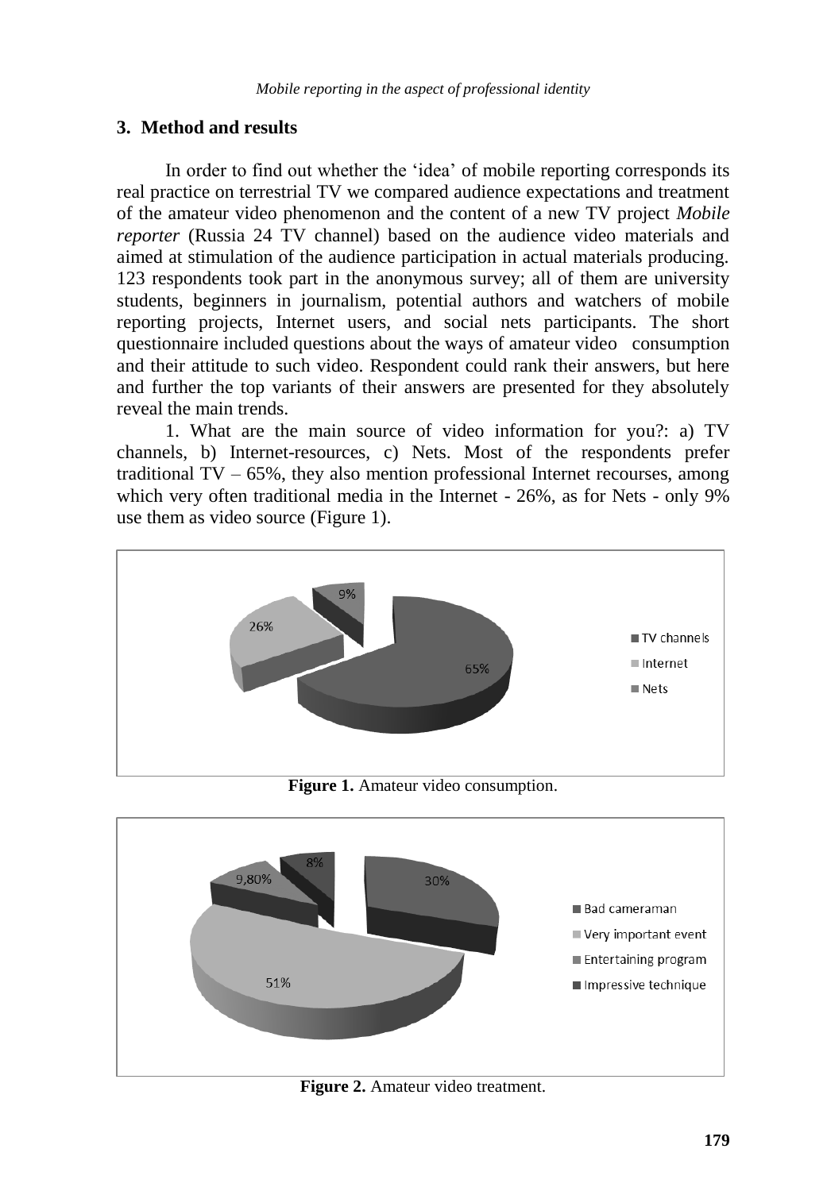## 3. Method and results

In order to find out whether the 'idea' of mobile reporting corresponds its real practice on terrestrial TV we compared audience expectations and treatment of the amateur video phenomenon and the content of a new TV project *Mobile reporter* (Russia 24 TV channel) based on the audience video materials and aimed at stimulation of the audience participation in actual materials producing. 123 respondents took part in the anonymous survey; all of them are university students, beginners in journalism, potential authors and watchers of mobile reporting projects, Internet users, and social nets participants. The short questionnaire included questions about the ways of amateur video consumption and their attitude to such video. Respondent could rank their answers, but here and further the top variants of their answers are presented for they absolutely reveal the main trends.

1. What are the main source of video information for you?: a) TV channels, b) Internet-resources, c) Nets. Most of the respondents prefer traditional TV – 65%, they also mention professional Internet recourses, among which very often traditional media in the Internet - 26%, as for Nets - only 9% use them as video source (Figure 1).

**Figure 1.** Amateur video consumption.

**Figure 2.** Amateur video treatment.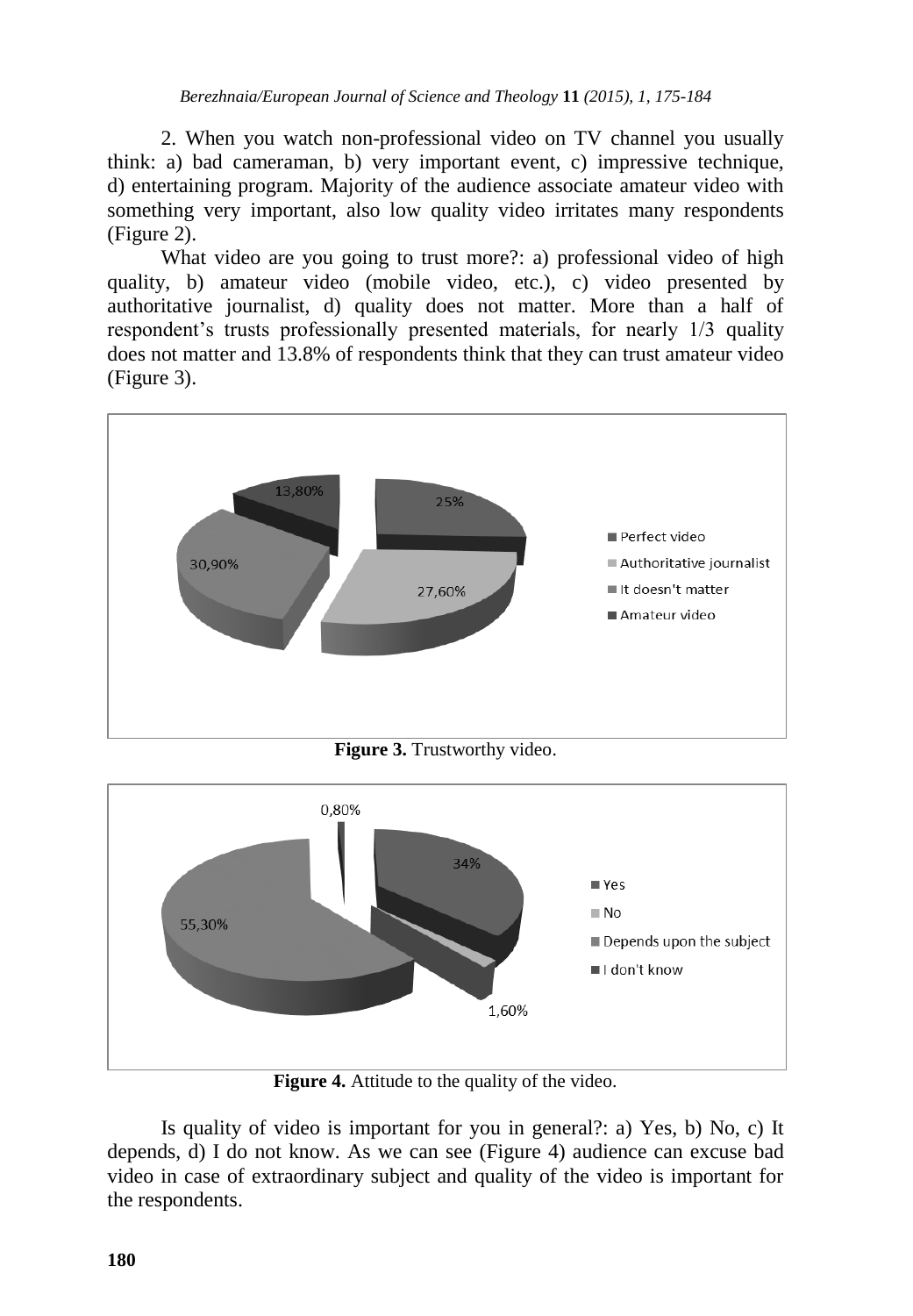2. When you watch non-professional video on TV channel you usually think: a) bad cameraman, b) very important event, c) impressive technique, d) entertaining program. Majority of the audience associate amateur video with something very important, also low quality video irritates many respondents (Figure 2).

What video are you going to trust more?: a) professional video of high quality, b) amateur video (mobile video, etc.), c) video presented by authoritative journalist, d) quality does not matter. More than a half of respondent's trusts professionally presented materials, for nearly 1/3 quality does not matter and 13.8% of respondents think that they can trust amateur video (Figure 3).

**Figure 3.** Trustworthy video.

**Figure 4.** Attitude to the quality of the video.

Is quality of video is important for you in general?: a) Yes, b) No, c) It depends, d) I do not know. As we can see (Figure 4) audience can excuse bad video in case of extraordinary subject and quality of the video is important for the respondents.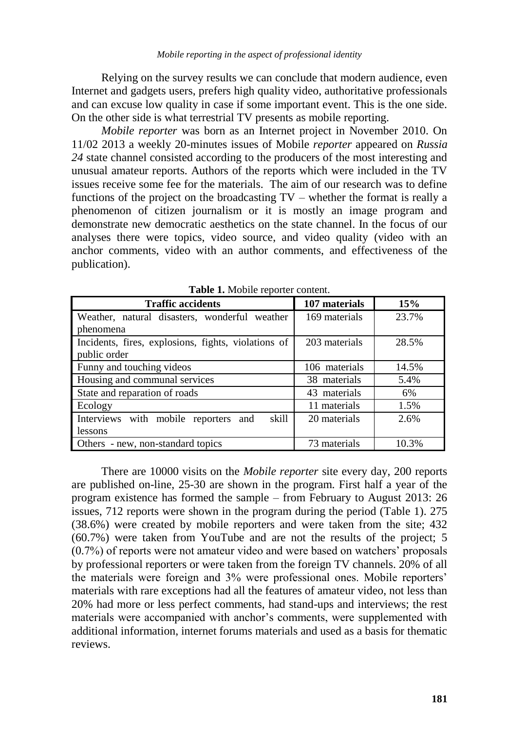Relying on the survey results we can conclude that modern audience, even Internet and gadgets users, prefers high quality video, authoritative professionals and can excuse low quality in case if some important event. This is the one side. On the other side is what terrestrial TV presents as mobile reporting.

*Mobile reporter* was born as an Internet project in November 2010. On 11/02 2013 a weekly 20-minutes issues of Mobile *reporter* appeared on *Russia 24* state channel consisted according to the producers of the most interesting and unusual amateur reports. Authors of the reports which were included in the TV issues receive some fee for the materials. The aim of our research was to define functions of the project on the broadcasting TV – whether the format is really a phenomenon of citizen journalism or it is mostly an image program and demonstrate new democratic aesthetics on the state channel. In the focus of our analyses there were topics, video source, and video quality (video with an anchor comments, video with an author comments, and effectiveness of the publication).

**Table 1.** Mobile reporter content.

| **Traffic accidents** | **107 materials** | **15%** |
|---|---|---|
| Weather, natural disasters, wonderful weather phenomena | 169 materials | 23.7% |
| Incidents, fires, explosions, fights, violations of public order | 203 materials | 28.5% |
| Funny and touching videos | 106 materials | 14.5% |
| Housing and communal services | 38 materials | 5.4% |
| State and reparation of roads | 43 materials | 6% |
| Ecology | 11 materials | 1.5% |
| Interviews with mobile reporters and skill lessons | 20 materials | 2.6% |
| Others - new, non-standard topics | 73 materials | 10.3% |

There are 10000 visits on the *Mobile reporter* site every day, 200 reports are published on-line, 25-30 are shown in the program. First half a year of the program existence has formed the sample – from February to August 2013: 26 issues, 712 reports were shown in the program during the period (Table 1). 275 (38.6%) were created by mobile reporters and were taken from the site; 432 (60.7%) were taken from YouTube and are not the results of the project; 5 (0.7%) of reports were not amateur video and were based on watchers' proposals by professional reporters or were taken from the foreign TV channels. 20% of all the materials were foreign and 3% were professional ones. Mobile reporters' materials with rare exceptions had all the features of amateur video, not less than 20% had more or less perfect comments, had stand-ups and interviews; the rest materials were accompanied with anchor's comments, were supplemented with additional information, internet forums materials and used as a basis for thematic reviews.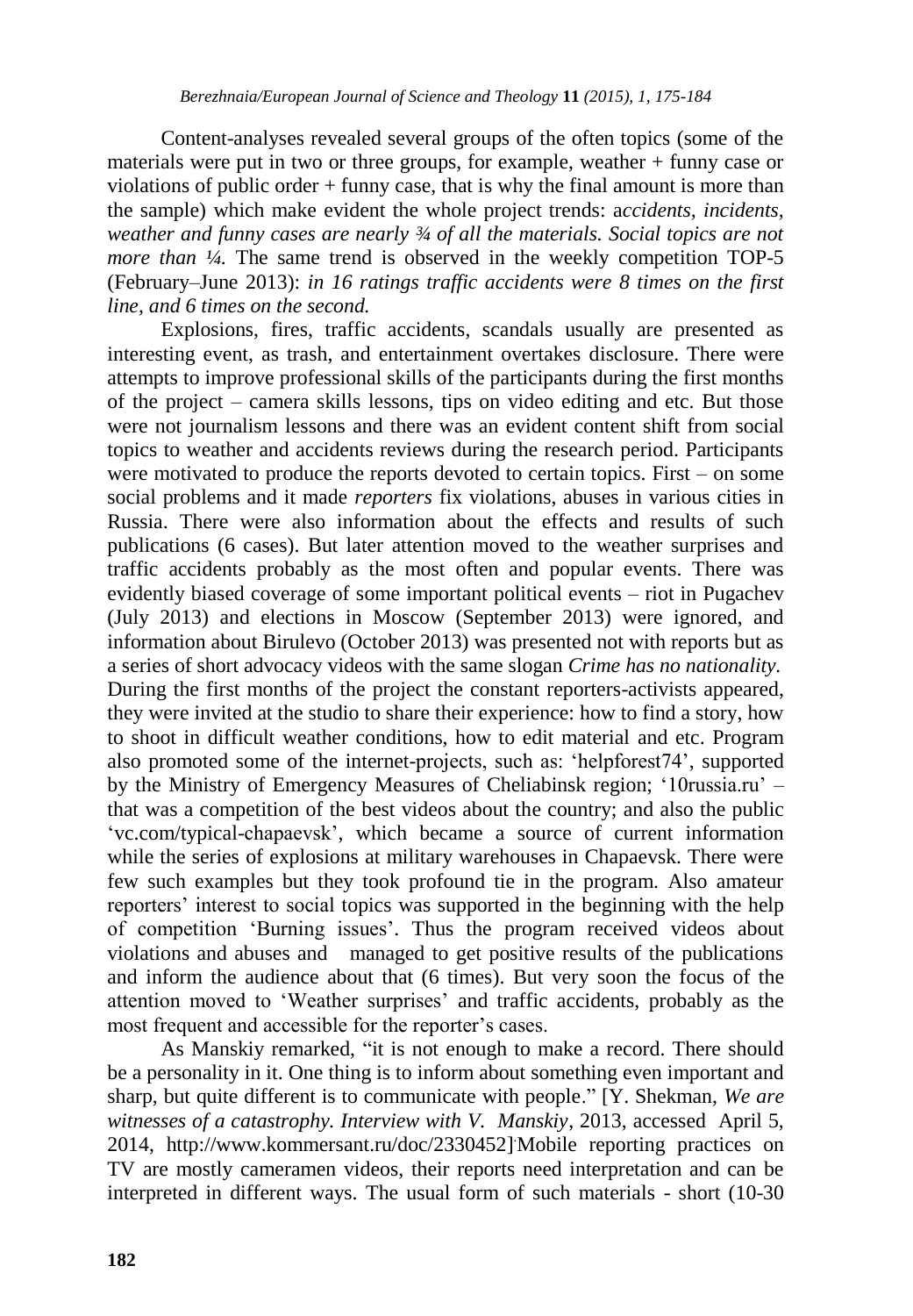Content-analyses revealed several groups of the often topics (some of the materials were put in two or three groups, for example, weather + funny case or violations of public order + funny case, that is why the final amount is more than the sample) which make evident the whole project trends: a*ccidents, incidents, weather and funny cases are nearly ¾ of all the materials. Social topics are not more than ¼.* The same trend is observed in the weekly competition TOP-5 (February–June 2013): *in 16 ratings traffic accidents were 8 times on the first line, and 6 times on the second.*

Explosions, fires, traffic accidents, scandals usually are presented as interesting event, as trash, and entertainment overtakes disclosure. There were attempts to improve professional skills of the participants during the first months of the project – camera skills lessons, tips on video editing and etc. But those were not journalism lessons and there was an evident content shift from social topics to weather and accidents reviews during the research period. Participants were motivated to produce the reports devoted to certain topics. First – on some social problems and it made *reporters* fix violations, abuses in various cities in Russia. There were also information about the effects and results of such publications (6 cases). But later attention moved to the weather surprises and traffic accidents probably as the most often and popular events. There was evidently biased coverage of some important political events – riot in Pugachev (July 2013) and elections in Moscow (September 2013) were ignored, and information about Birulevo (October 2013) was presented not with reports but as a series of short advocacy videos with the same slogan *Crime has no nationality*. During the first months of the project the constant reporters-activists appeared, they were invited at the studio to share their experience: how to find a story, how to shoot in difficult weather conditions, how to edit material and etc. Program also promoted some of the internet-projects, such as: 'helpforest74', supported by the Ministry of Emergency Measures of Cheliabinsk region; '10russia.ru' – that was a competition of the best videos about the country; and also the public 'vc.com/typical-chapaevsk', which became a source of current information while the series of explosions at military warehouses in Chapaevsk. There were few such examples but they took profound tie in the program. Also amateur reporters' interest to social topics was supported in the beginning with the help of competition 'Burning issues'. Thus the program received videos about violations and abuses and managed to get positive results of the publications and inform the audience about that (6 times). But very soon the focus of the attention moved to 'Weather surprises' and traffic accidents, probably as the most frequent and accessible for the reporter's cases.

As Manskiy remarked, "it is not enough to make a record. There should be a personality in it. One thing is to inform about something even important and sharp, but quite different is to communicate with people." [Y. Shekman, *We are witnesses of a catastrophy. Interview with V. Manskiy*, 2013, accessed April 5, 2014, http://www.kommersant.ru/doc/2330452]. Mobile reporting practices on TV are mostly cameramen videos, their reports need interpretation and can be interpreted in different ways. The usual form of such materials - short (10-30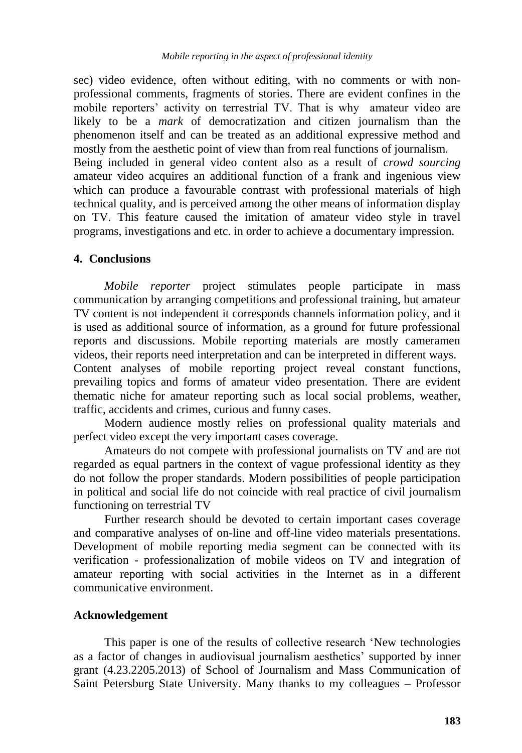sec) video evidence, often without editing, with no comments or with non-professional comments, fragments of stories. There are evident confines in the mobile reporters' activity on terrestrial TV. That is why amateur video are likely to be a *mark* of democratization and citizen journalism than the phenomenon itself and can be treated as an additional expressive method and mostly from the aesthetic point of view than from real functions of journalism.

Being included in general video content also as a result of *crowd sourcing* amateur video acquires an additional function of a frank and ingenious view which can produce a favourable contrast with professional materials of high technical quality, and is perceived among the other means of information display on TV. This feature caused the imitation of amateur video style in travel programs, investigations and etc. in order to achieve a documentary impression.

## 4. Conclusions

*Mobile reporter* project stimulates people participate in mass communication by arranging competitions and professional training, but amateur TV content is not independent it corresponds channels information policy, and it is used as additional source of information, as a ground for future professional reports and discussions. Mobile reporting materials are mostly cameramen videos, their reports need interpretation and can be interpreted in different ways.

Content analyses of mobile reporting project reveal constant functions, prevailing topics and forms of amateur video presentation. There are evident thematic niche for amateur reporting such as local social problems, weather, traffic, accidents and crimes, curious and funny cases.

Modern audience mostly relies on professional quality materials and perfect video except the very important cases coverage.

Amateurs do not compete with professional journalists on TV and are not regarded as equal partners in the context of vague professional identity as they do not follow the proper standards. Modern possibilities of people participation in political and social life do not coincide with real practice of civil journalism functioning on terrestrial TV

Further research should be devoted to certain important cases coverage and comparative analyses of on-line and off-line video materials presentations. Development of mobile reporting media segment can be connected with its verification - professionalization of mobile videos on TV and integration of amateur reporting with social activities in the Internet as in a different communicative environment.

## Acknowledgement

This paper is one of the results of collective research 'New technologies as a factor of changes in audiovisual journalism aesthetics' supported by inner grant (4.23.2205.2013) of School of Journalism and Mass Communication of Saint Petersburg State University. Many thanks to my colleagues – Professor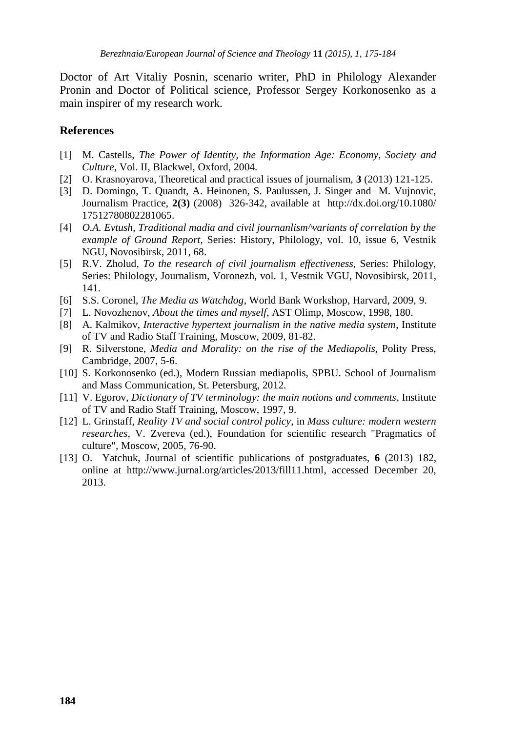Doctor of Art Vitaliy Posnin, scenario writer, PhD in Philology Alexander Pronin and Doctor of Political science, Professor Sergey Korkonosenko as a main inspirer of my research work.

## References

[1] M. Castells, *The Power of Identity, the Information Age: Economy, Society and Culture*, Vol. II, Blackwel, Oxford, 2004.

[2] O. Krasnoyarova, Theoretical and practical issues of journalism, **3** (2013) 121-125.

[3] D. Domingo, T. Quandt, A. Heinonen, S. Paulussen, J. Singer and M. Vujnovic, Journalism Practice, **2(3)** (2008) 326-342, available at http://dx.doi.org/10.1080/17512780802281065.

[4] *O.A. Evtush, Traditional madia and civil journanlism^variants of correlation by the example of Ground Report*, Series: History, Philology, vol. 10, issue 6, Vestnik NGU, Novosibirsk, 2011, 68.

[5] R.V. Zholud, *To the research of civil journalism effectiveness*, Series: Philology, Series: Philology, Journalism, Voronezh, vol. 1, Vestnik VGU, Novosibirsk, 2011, 141.

[6] S.S. Coronel, *The Media as Watchdog*, World Bank Workshop, Harvard, 2009, 9.

[7] L. Novozhenov, *About the times and myself*, AST Olimp, Moscow, 1998, 180.

[8] A. Kalmikov, *Interactive hypertext journalism in the native media system*, Institute of TV and Radio Staff Training, Moscow, 2009, 81-82.

[9] R. Silverstone, *Media and Morality: on the rise of the Mediapolis*, Polity Press, Cambridge, 2007, 5-6.

[10] S. Korkonosenko (ed.), Modern Russian mediapolis, SPBU. School of Journalism and Mass Communication, St. Petersburg, 2012.

[11] V. Egorov, *Dictionary of TV terminology: the main notions and comments*, Institute of TV and Radio Staff Training, Moscow, 1997, 9.

[12] L. Grinstaff, *Reality TV and social control policy*, in *Mass culture: modern western researches*, V. Zvereva (ed.), Foundation for scientific research "Pragmatics of culture", Moscow, 2005, 76-90.

[13] O. Yatchuk, Journal of scientific publications of postgraduates, **6** (2013) 182, online at http://www.jurnal.org/articles/2013/fill11.html, accessed December 20, 2013.